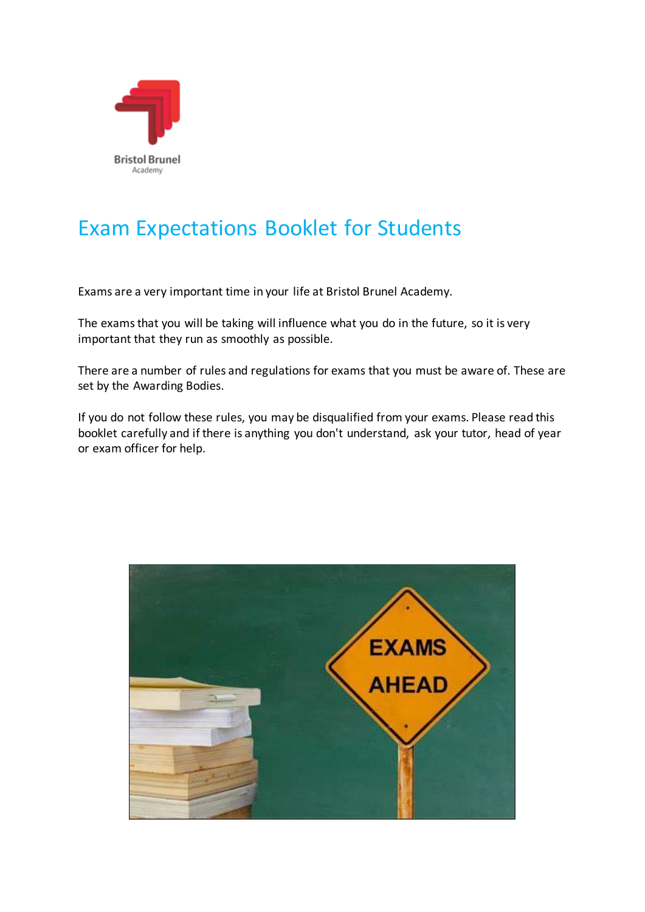Bristol Brunel
Academy

# Exam Expectations Booklet for Students

Exams are a very important time in your life at Bristol Brunel Academy.

The exams that you will be taking will influence what you do in the future, so it is very important that they run as smoothly as possible.

There are a number of rules and regulations for exams that you must be aware of. These are set by the Awarding Bodies.

If you do not follow these rules, you may be disqualified from your exams. Please read this booklet carefully and if there is anything you don't understand, ask your tutor, head of year or exam officer for help.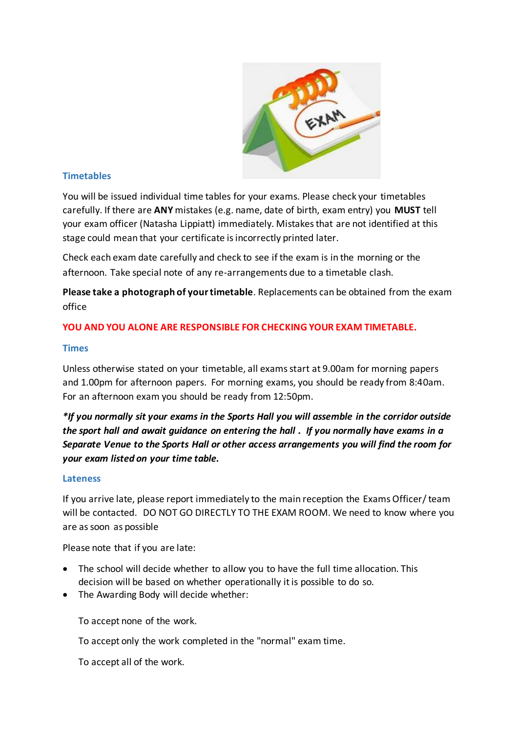## Timetables

You will be issued individual time tables for your exams. Please check your timetables carefully. If there are **ANY** mistakes (e.g. name, date of birth, exam entry) you **MUST** tell your exam officer (Natasha Lippiatt) immediately. Mistakes that are not identified at this stage could mean that your certificate is incorrectly printed later.

Check each exam date carefully and check to see if the exam is in the morning or the afternoon. Take special note of any re-arrangements due to a timetable clash.

**Please take a photograph of your timetable**. Replacements can be obtained from the exam office

**YOU AND YOU ALONE ARE RESPONSIBLE FOR CHECKING YOUR EXAM TIMETABLE.**

## Times

Unless otherwise stated on your timetable, all exams start at 9.00am for morning papers and 1.00pm for afternoon papers. For morning exams, you should be ready from 8:40am. For an afternoon exam you should be ready from 12:50pm.

***If you normally sit your exams in the Sports Hall you will assemble in the corridor outside the sport hall and await guidance on entering the hall . If you normally have exams in a Separate Venue to the Sports Hall or other access arrangements you will find the room for your exam listed on your time table.***

## Lateness

If you arrive late, please report immediately to the main reception the Exams Officer/ team will be contacted. DO NOT GO DIRECTLY TO THE EXAM ROOM. We need to know where you are as soon as possible

Please note that if you are late:

- The school will decide whether to allow you to have the full time allocation. This decision will be based on whether operationally it is possible to do so.
- The Awarding Body will decide whether:

  To accept none of the work.

  To accept only the work completed in the "normal" exam time.

  To accept all of the work.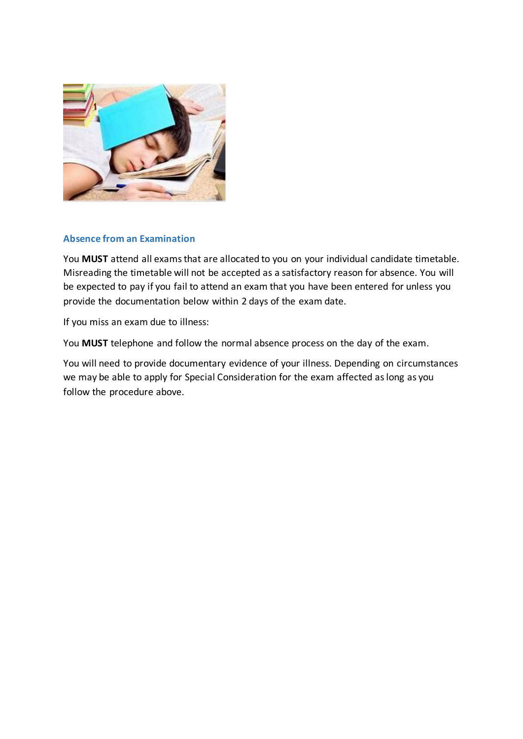## Absence from an Examination

You **MUST** attend all exams that are allocated to you on your individual candidate timetable. Misreading the timetable will not be accepted as a satisfactory reason for absence. You will be expected to pay if you fail to attend an exam that you have been entered for unless you provide the documentation below within 2 days of the exam date.

If you miss an exam due to illness:

You **MUST** telephone and follow the normal absence process on the day of the exam.

You will need to provide documentary evidence of your illness. Depending on circumstances we may be able to apply for Special Consideration for the exam affected as long as you follow the procedure above.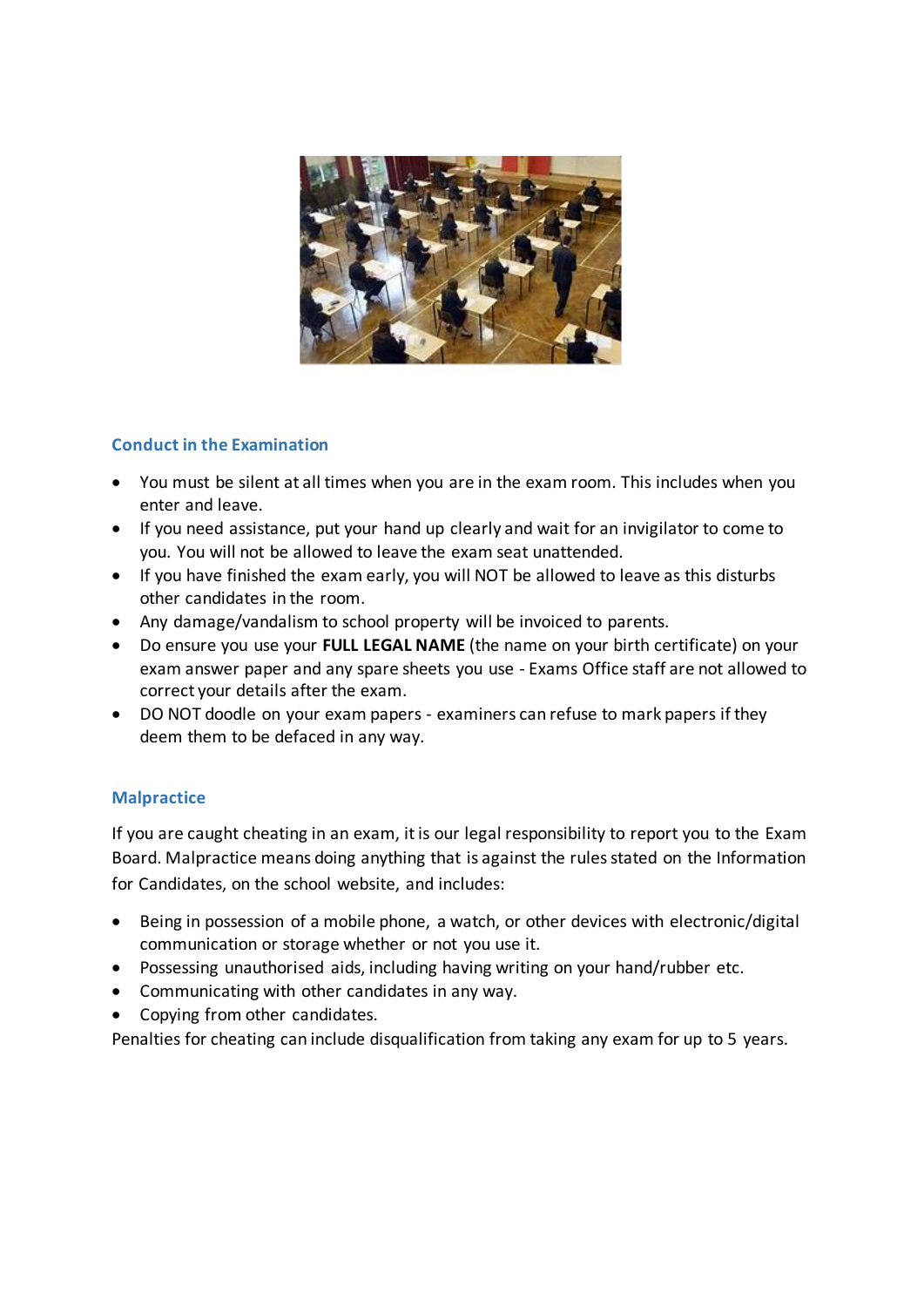## Conduct in the Examination

- You must be silent at all times when you are in the exam room. This includes when you enter and leave.
- If you need assistance, put your hand up clearly and wait for an invigilator to come to you. You will not be allowed to leave the exam seat unattended.
- If you have finished the exam early, you will NOT be allowed to leave as this disturbs other candidates in the room.
- Any damage/vandalism to school property will be invoiced to parents.
- Do ensure you use your **FULL LEGAL NAME** (the name on your birth certificate) on your exam answer paper and any spare sheets you use - Exams Office staff are not allowed to correct your details after the exam.
- DO NOT doodle on your exam papers - examiners can refuse to mark papers if they deem them to be defaced in any way.

## Malpractice

If you are caught cheating in an exam, it is our legal responsibility to report you to the Exam Board. Malpractice means doing anything that is against the rules stated on the Information for Candidates, on the school website, and includes:

- Being in possession of a mobile phone, a watch, or other devices with electronic/digital communication or storage whether or not you use it.
- Possessing unauthorised aids, including having writing on your hand/rubber etc.
- Communicating with other candidates in any way.
- Copying from other candidates.

Penalties for cheating can include disqualification from taking any exam for up to 5 years.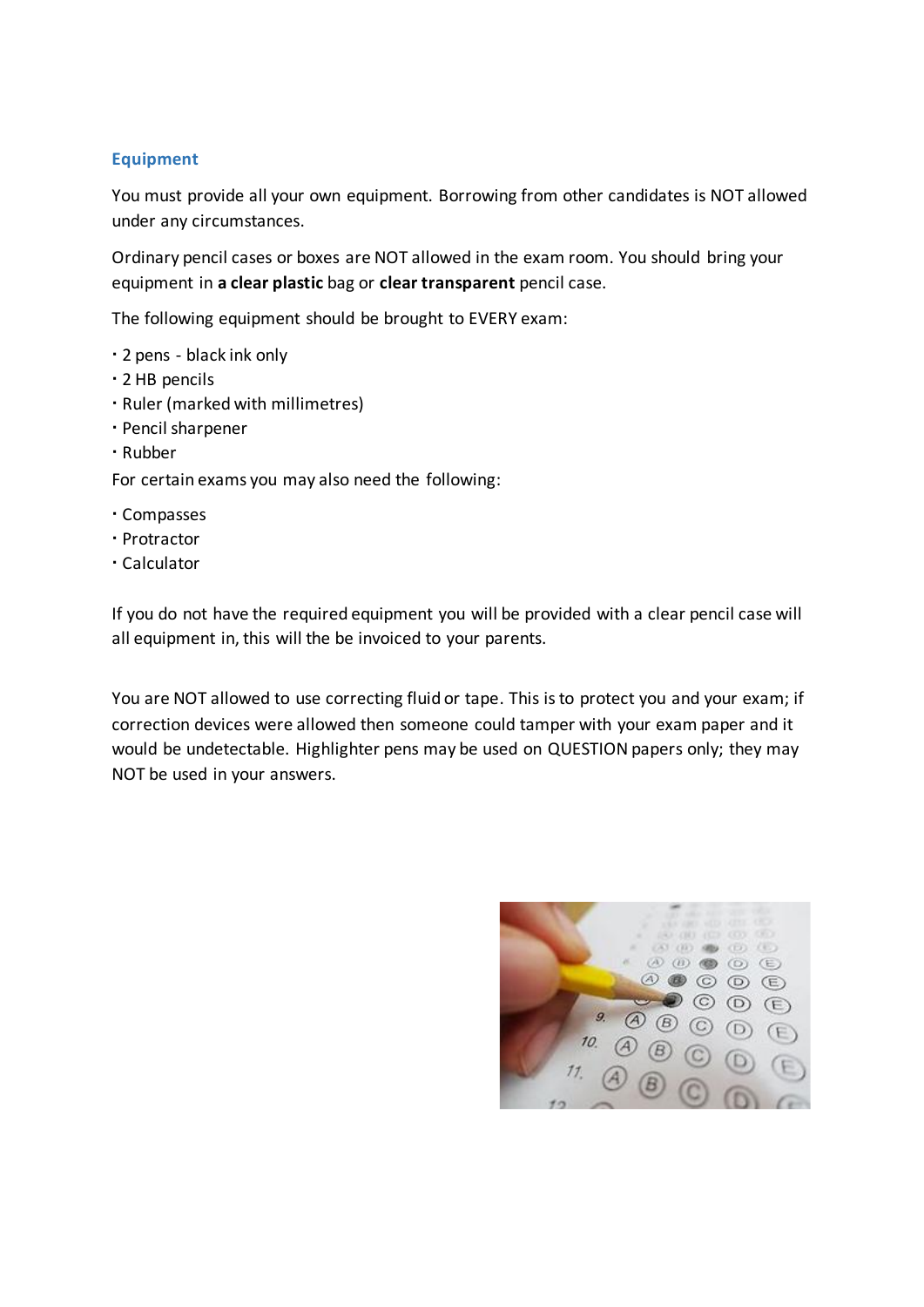## Equipment

You must provide all your own equipment. Borrowing from other candidates is NOT allowed under any circumstances.

Ordinary pencil cases or boxes are NOT allowed in the exam room. You should bring your equipment in **a clear plastic** bag or **clear transparent** pencil case.

The following equipment should be brought to EVERY exam:

- 2 pens - black ink only
- 2 HB pencils
- Ruler (marked with millimetres)
- Pencil sharpener
- Rubber

For certain exams you may also need the following:

- Compasses
- Protractor
- Calculator

If you do not have the required equipment you will be provided with a clear pencil case will all equipment in, this will the be invoiced to your parents.

You are NOT allowed to use correcting fluid or tape. This is to protect you and your exam; if correction devices were allowed then someone could tamper with your exam paper and it would be undetectable. Highlighter pens may be used on QUESTION papers only; they may NOT be used in your answers.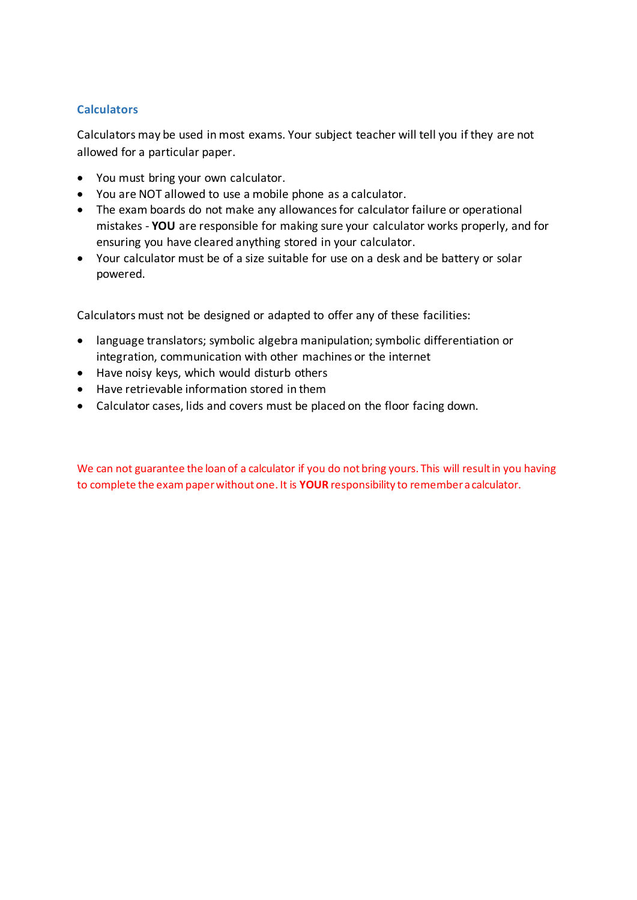## Calculators

Calculators may be used in most exams. Your subject teacher will tell you if they are not allowed for a particular paper.

- You must bring your own calculator.
- You are NOT allowed to use a mobile phone as a calculator.
- The exam boards do not make any allowances for calculator failure or operational mistakes - **YOU** are responsible for making sure your calculator works properly, and for ensuring you have cleared anything stored in your calculator.
- Your calculator must be of a size suitable for use on a desk and be battery or solar powered.

Calculators must not be designed or adapted to offer any of these facilities:

- language translators; symbolic algebra manipulation; symbolic differentiation or integration, communication with other machines or the internet
- Have noisy keys, which would disturb others
- Have retrievable information stored in them
- Calculator cases, lids and covers must be placed on the floor facing down.

We can not guarantee the loan of a calculator if you do not bring yours. This will result in you having to complete the exam paper without one. It is **YOUR** responsibility to remember a calculator.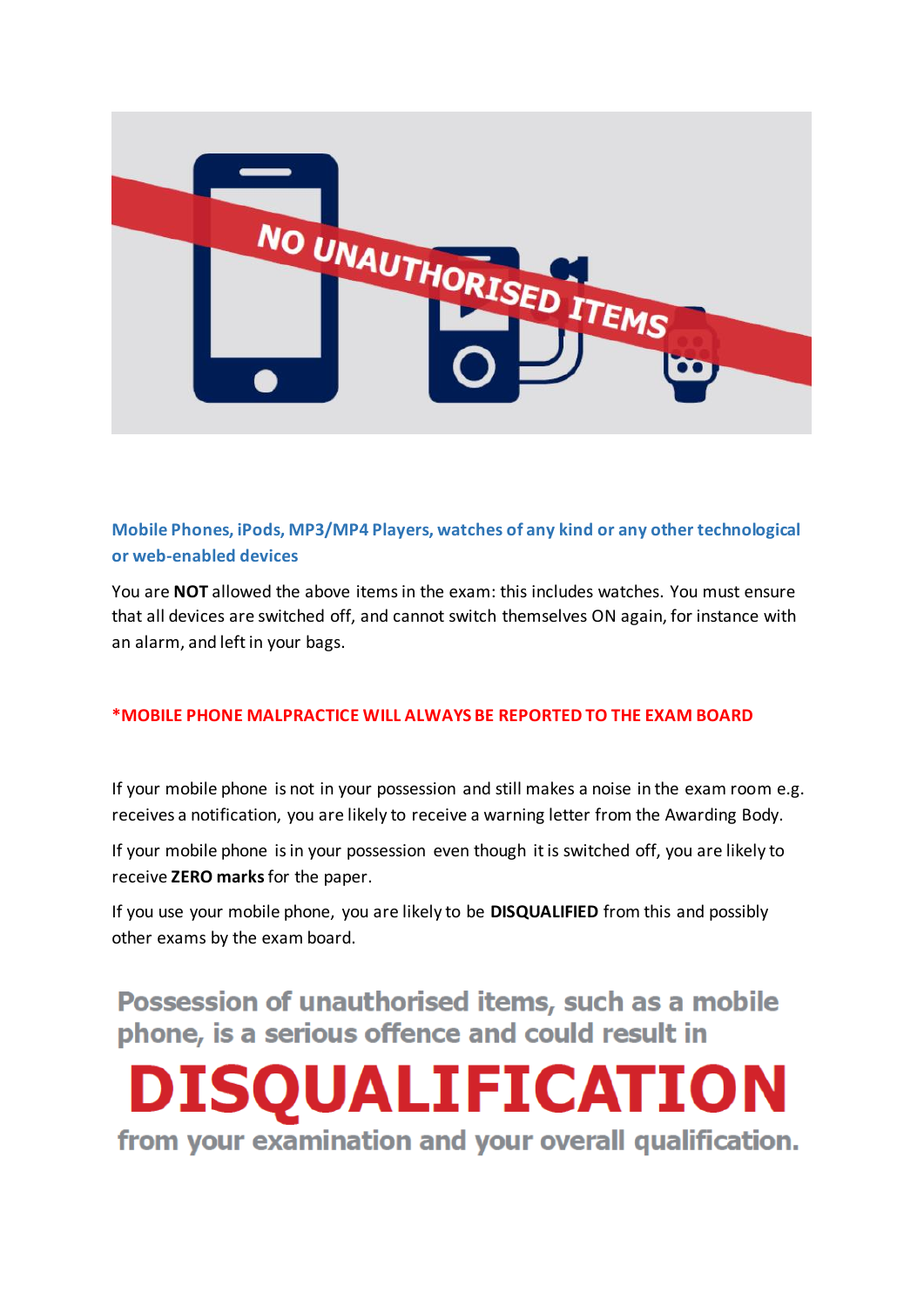NO UNAUTHORISED ITEMS

### Mobile Phones, iPods, MP3/MP4 Players, watches of any kind or any other technological or web-enabled devices

You are **NOT** allowed the above items in the exam: this includes watches. You must ensure that all devices are switched off, and cannot switch themselves ON again, for instance with an alarm, and left in your bags.

**\*MOBILE PHONE MALPRACTICE WILL ALWAYS BE REPORTED TO THE EXAM BOARD**

If your mobile phone is not in your possession and still makes a noise in the exam room e.g. receives a notification, you are likely to receive a warning letter from the Awarding Body.

If your mobile phone is in your possession even though it is switched off, you are likely to receive **ZERO marks** for the paper.

If you use your mobile phone, you are likely to be **DISQUALIFIED** from this and possibly other exams by the exam board.

**Possession of unauthorised items, such as a mobile phone, is a serious offence and could result in**

# DISQUALIFICATION

**from your examination and your overall qualification.**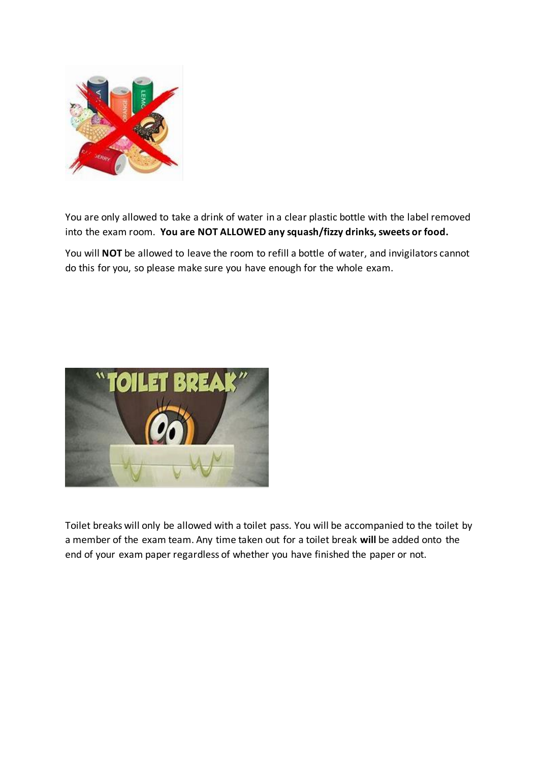You are only allowed to take a drink of water in a clear plastic bottle with the label removed into the exam room. **You are NOT ALLOWED any squash/fizzy drinks, sweets or food.**

You will **NOT** be allowed to leave the room to refill a bottle of water, and invigilators cannot do this for you, so please make sure you have enough for the whole exam.

Toilet breaks will only be allowed with a toilet pass. You will be accompanied to the toilet by a member of the exam team. Any time taken out for a toilet break **will** be added onto the end of your exam paper regardless of whether you have finished the paper or not.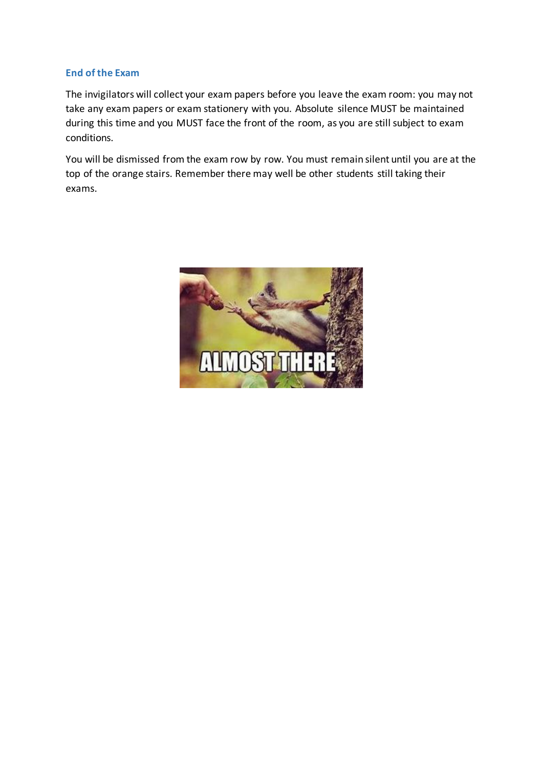### End of the Exam

The invigilators will collect your exam papers before you leave the exam room: you may not take any exam papers or exam stationery with you. Absolute silence MUST be maintained during this time and you MUST face the front of the room, as you are still subject to exam conditions.

You will be dismissed from the exam row by row. You must remain silent until you are at the top of the orange stairs. Remember there may well be other students still taking their exams.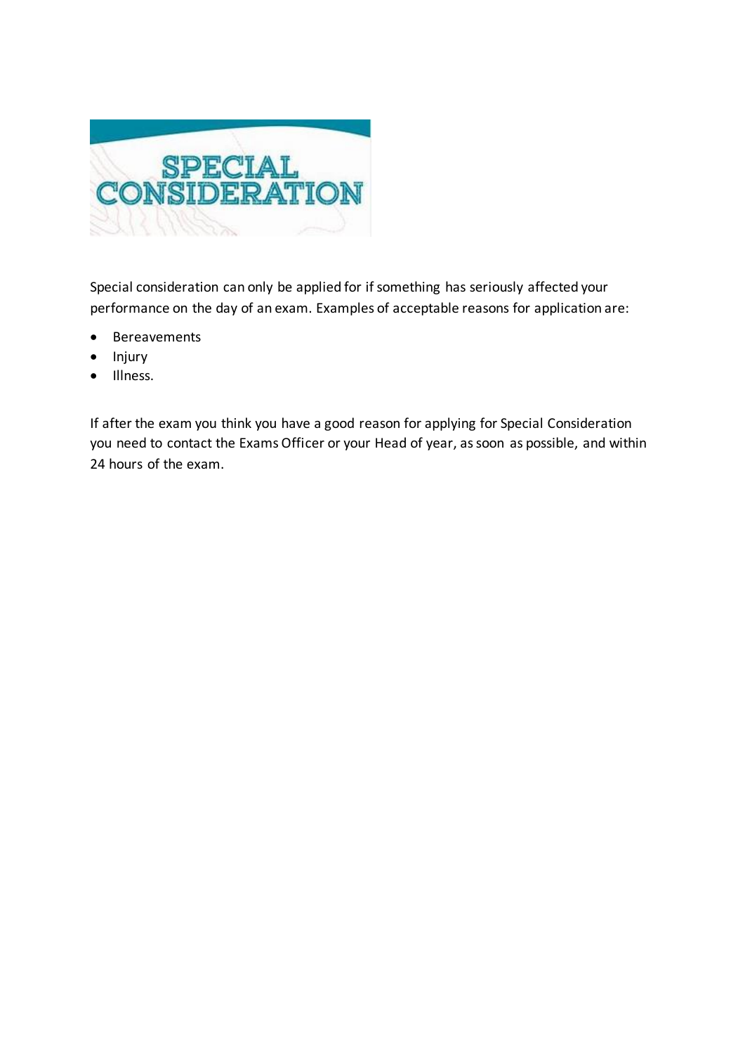# SPECIAL CONSIDERATION

Special consideration can only be applied for if something has seriously affected your performance on the day of an exam. Examples of acceptable reasons for application are:

- Bereavements
- Injury
- Illness.

If after the exam you think you have a good reason for applying for Special Consideration you need to contact the Exams Officer or your Head of year, as soon as possible, and within 24 hours of the exam.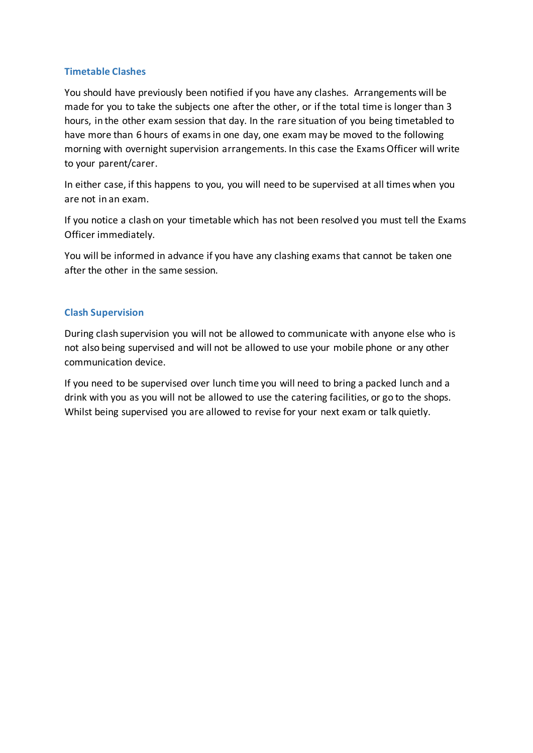## Timetable Clashes

You should have previously been notified if you have any clashes. Arrangements will be made for you to take the subjects one after the other, or if the total time is longer than 3 hours, in the other exam session that day. In the rare situation of you being timetabled to have more than 6 hours of exams in one day, one exam may be moved to the following morning with overnight supervision arrangements. In this case the Exams Officer will write to your parent/carer.

In either case, if this happens to you, you will need to be supervised at all times when you are not in an exam.

If you notice a clash on your timetable which has not been resolved you must tell the Exams Officer immediately.

You will be informed in advance if you have any clashing exams that cannot be taken one after the other in the same session.

## Clash Supervision

During clash supervision you will not be allowed to communicate with anyone else who is not also being supervised and will not be allowed to use your mobile phone or any other communication device.

If you need to be supervised over lunch time you will need to bring a packed lunch and a drink with you as you will not be allowed to use the catering facilities, or go to the shops. Whilst being supervised you are allowed to revise for your next exam or talk quietly.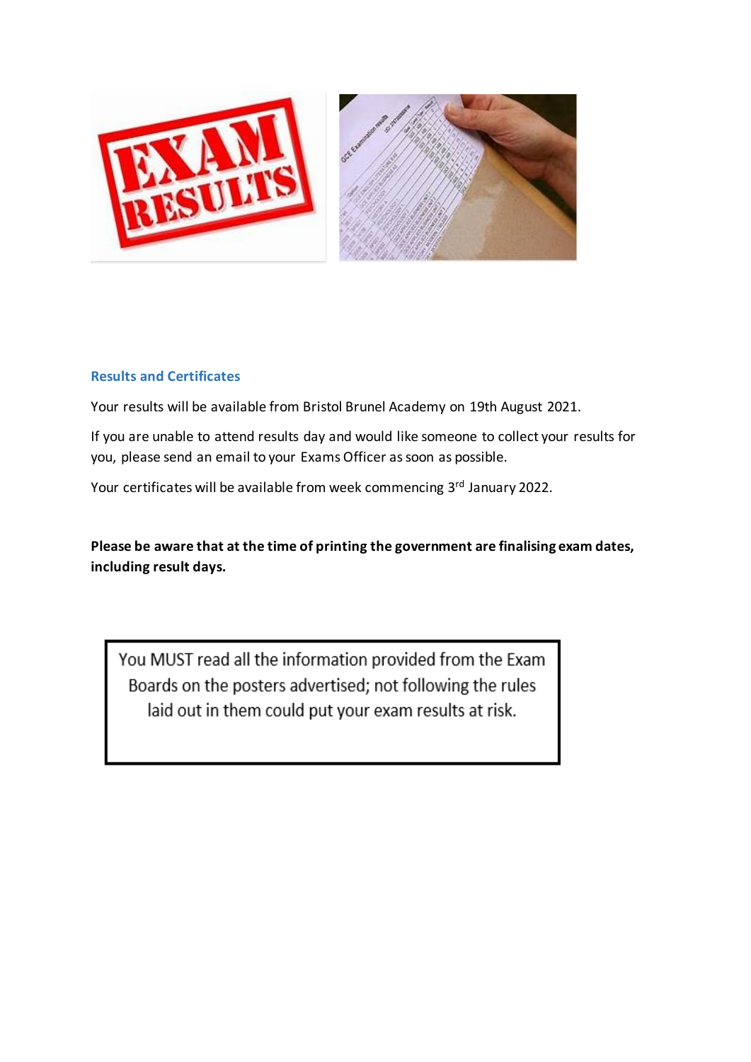## Results and Certificates

Your results will be available from Bristol Brunel Academy on 19th August 2021.

If you are unable to attend results day and would like someone to collect your results for you, please send an email to your Exams Officer as soon as possible.

Your certificates will be available from week commencing 3rd January 2022.

**Please be aware that at the time of printing the government are finalising exam dates, including result days.**

You MUST read all the information provided from the Exam Boards on the posters advertised; not following the rules laid out in them could put your exam results at risk.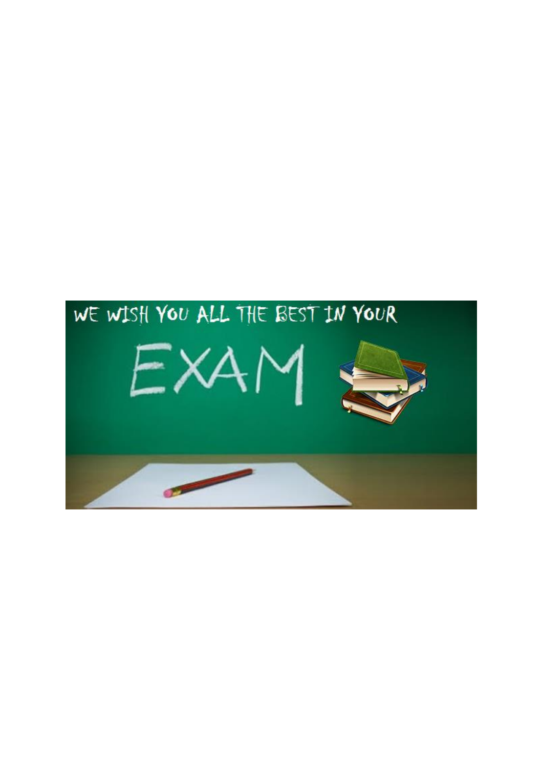WE WISH YOU ALL THE BEST IN YOUR

EXAM